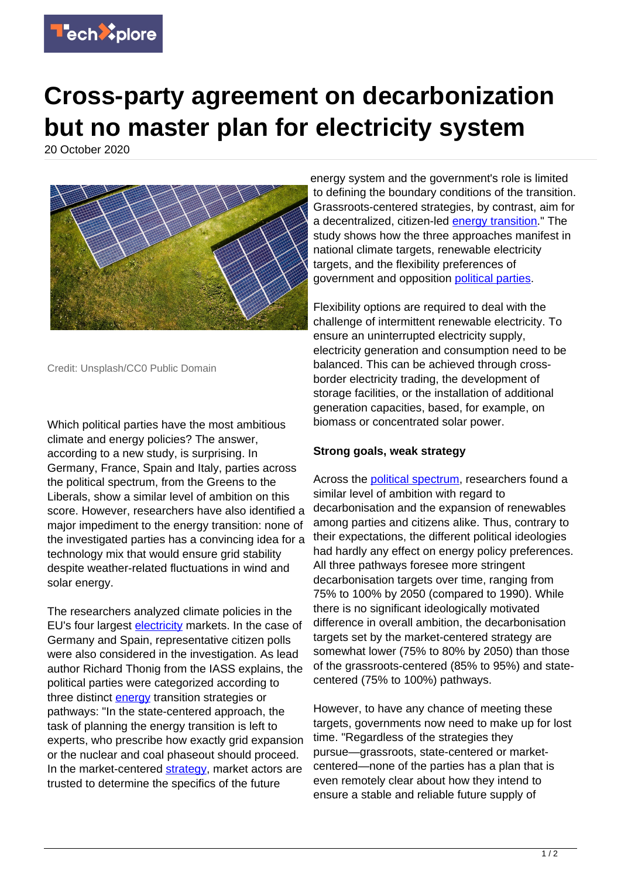# Cross-party agreement on decarbonization but no master plan for electricity system

20 October 2020

Credit: Unsplash/CC0 Public Domain

Which political parties have the most ambitious climate and energy policies? The answer, according to a new study, is surprising. In Germany, France, Spain and Italy, parties across the political spectrum, from the Greens to the Liberals, show a similar level of ambition on this score. However, researchers have also identified a major impediment to the energy transition: none of the investigated parties has a convincing idea for a technology mix that would ensure grid stability despite weather-related fluctuations in wind and solar energy.

The researchers analyzed climate policies in the EU's four largest electricity markets. In the case of Germany and Spain, representative citizen polls were also considered in the investigation. As lead author Richard Thonig from the IASS explains, the political parties were categorized according to three distinct energy transition strategies or pathways: "In the state-centered approach, the task of planning the energy transition is left to experts, who prescribe how exactly grid expansion or the nuclear and coal phaseout should proceed. In the market-centered strategy, market actors are trusted to determine the specifics of the future energy system and the government's role is limited to defining the boundary conditions of the transition. Grassroots-centered strategies, by contrast, aim for a decentralized, citizen-led energy transition." The study shows how the three approaches manifest in national climate targets, renewable electricity targets, and the flexibility preferences of government and opposition political parties.

Flexibility options are required to deal with the challenge of intermittent renewable electricity. To ensure an uninterrupted electricity supply, electricity generation and consumption need to be balanced. This can be achieved through cross-border electricity trading, the development of storage facilities, or the installation of additional generation capacities, based, for example, on biomass or concentrated solar power.

**Strong goals, weak strategy**

Across the political spectrum, researchers found a similar level of ambition with regard to decarbonisation and the expansion of renewables among parties and citizens alike. Thus, contrary to their expectations, the different political ideologies had hardly any effect on energy policy preferences. All three pathways foresee more stringent decarbonisation targets over time, ranging from 75% to 100% by 2050 (compared to 1990). While there is no significant ideologically motivated difference in overall ambition, the decarbonisation targets set by the market-centered strategy are somewhat lower (75% to 80% by 2050) than those of the grassroots-centered (85% to 95%) and state-centered (75% to 100%) pathways.

However, to have any chance of meeting these targets, governments now need to make up for lost time. "Regardless of the strategies they pursue—grassroots, state-centered or market-centered—none of the parties has a plan that is even remotely clear about how they intend to ensure a stable and reliable future supply of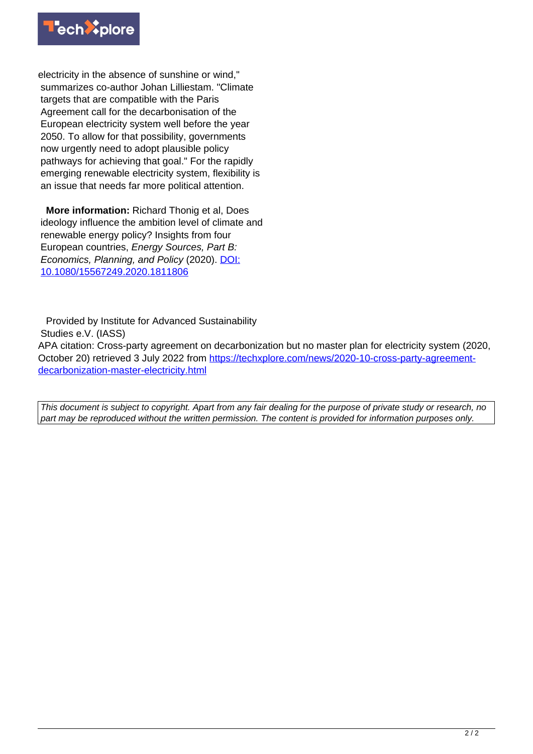electricity in the absence of sunshine or wind," summarizes co-author Johan Lilliestam. "Climate targets that are compatible with the Paris Agreement call for the decarbonisation of the European electricity system well before the year 2050. To allow for that possibility, governments now urgently need to adopt plausible policy pathways for achieving that goal." For the rapidly emerging renewable electricity system, flexibility is an issue that needs far more political attention.

**More information:** Richard Thonig et al, Does ideology influence the ambition level of climate and renewable energy policy? Insights from four European countries, *Energy Sources, Part B: Economics, Planning, and Policy* (2020). [DOI: 10.1080/15567249.2020.1811806](https://dx.doi.org/10.1080/15567249.2020.1811806)

Provided by Institute for Advanced Sustainability Studies e.V. (IASS)

APA citation: Cross-party agreement on decarbonization but no master plan for electricity system (2020, October 20) retrieved 3 July 2022 from https://techxplore.com/news/2020-10-cross-party-agreement-decarbonization-master-electricity.html

*This document is subject to copyright. Apart from any fair dealing for the purpose of private study or research, no part may be reproduced without the written permission. The content is provided for information purposes only.*